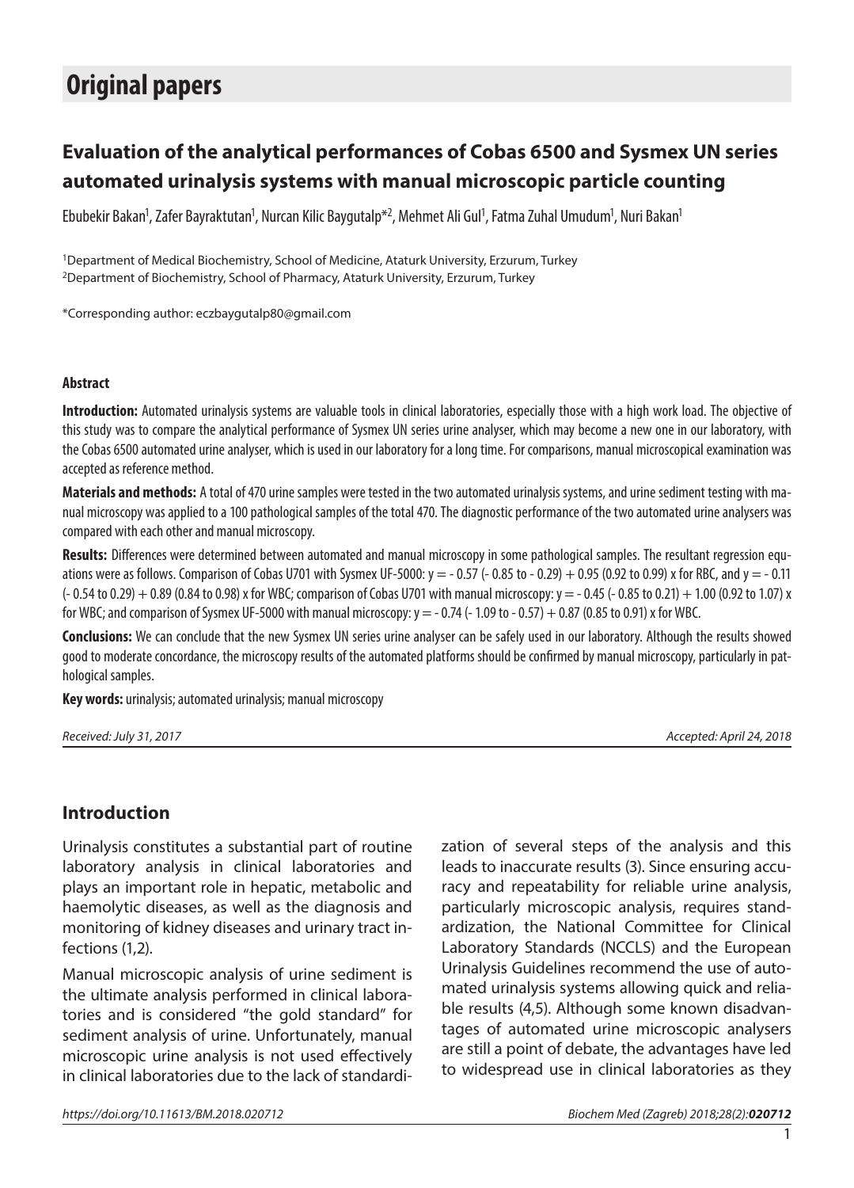# Original papers

## Evaluation of the analytical performances of Cobas 6500 and Sysmex UN series automated urinalysis systems with manual microscopic particle counting

Ebubekir Bakan[1], Zafer Bayraktutan[1], Nurcan Kilic Baygutalp*[2], Mehmet Ali Gul[1], Fatma Zuhal Umudum[1], Nuri Bakan[1]

[1]Department of Medical Biochemistry, School of Medicine, Ataturk University, Erzurum, Turkey
[2]Department of Biochemistry, School of Pharmacy, Ataturk University, Erzurum, Turkey

*Corresponding author: eczbaygutalp80@gmail.com

#### Abstract

**Introduction:** Automated urinalysis systems are valuable tools in clinical laboratories, especially those with a high work load. The objective of this study was to compare the analytical performance of Sysmex UN series urine analyser, which may become a new one in our laboratory, with the Cobas 6500 automated urine analyser, which is used in our laboratory for a long time. For comparisons, manual microscopical examination was accepted as reference method.

**Materials and methods:** A total of 470 urine samples were tested in the two automated urinalysis systems, and urine sediment testing with manual microscopy was applied to a 100 pathological samples of the total 470. The diagnostic performance of the two automated urine analysers was compared with each other and manual microscopy.

**Results:** Differences were determined between automated and manual microscopy in some pathological samples. The resultant regression equations were as follows. Comparison of Cobas U701 with Sysmex UF-5000: $y = -0.57$ ($-0.85$ to $-0.29$) $+ 0.95$ (0.92 to 0.99) $x$ for RBC, and $y = -0.11$ ($-0.54$ to 0.29) $+ 0.89$ (0.84 to 0.98) $x$ for WBC; comparison of Cobas U701 with manual microscopy: $y = -0.45$ ($-0.85$ to 0.21) $+ 1.00$ (0.92 to 1.07) $x$ for WBC; and comparison of Sysmex UF-5000 with manual microscopy: $y = -0.74$ ($-1.09$ to $-0.57$) $+ 0.87$ (0.85 to 0.91) $x$ for WBC.

**Conclusions:** We can conclude that the new Sysmex UN series urine analyser can be safely used in our laboratory. Although the results showed good to moderate concordance, the microscopy results of the automated platforms should be confirmed by manual microscopy, particularly in pathological samples.

**Key words:** urinalysis; automated urinalysis; manual microscopy

*Received: July 31, 2017* *Accepted: April 24, 2018*

## Introduction

Urinalysis constitutes a substantial part of routine laboratory analysis in clinical laboratories and plays an important role in hepatic, metabolic and haemolytic diseases, as well as the diagnosis and monitoring of kidney diseases and urinary tract infections (1,2).

Manual microscopic analysis of urine sediment is the ultimate analysis performed in clinical laboratories and is considered "the gold standard" for sediment analysis of urine. Unfortunately, manual microscopic urine analysis is not used effectively in clinical laboratories due to the lack of standardization of several steps of the analysis and this leads to inaccurate results (3). Since ensuring accuracy and repeatability for reliable urine analysis, particularly microscopic analysis, requires standardization, the National Committee for Clinical Laboratory Standards (NCCLS) and the European Urinalysis Guidelines recommend the use of automated urinalysis systems allowing quick and reliable results (4,5). Although some known disadvantages of automated urine microscopic analysers are still a point of debate, the advantages have led to widespread use in clinical laboratories as they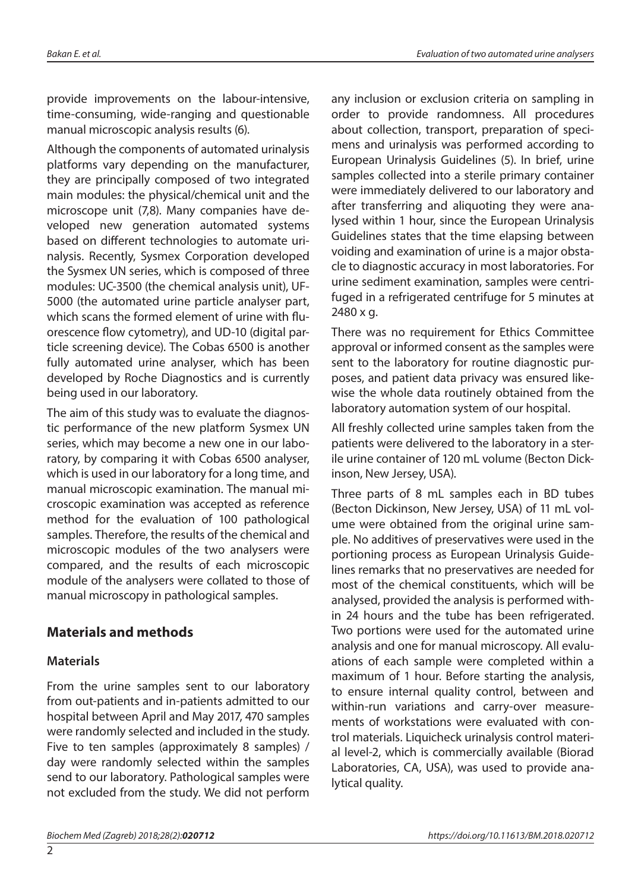provide improvements on the labour-intensive, time-consuming, wide-ranging and questionable manual microscopic analysis results (6).

Although the components of automated urinalysis platforms vary depending on the manufacturer, they are principally composed of two integrated main modules: the physical/chemical unit and the microscope unit (7,8). Many companies have developed new generation automated systems based on different technologies to automate urinalysis. Recently, Sysmex Corporation developed the Sysmex UN series, which is composed of three modules: UC-3500 (the chemical analysis unit), UF-5000 (the automated urine particle analyser part, which scans the formed element of urine with fluorescence flow cytometry), and UD-10 (digital particle screening device). The Cobas 6500 is another fully automated urine analyser, which has been developed by Roche Diagnostics and is currently being used in our laboratory.

The aim of this study was to evaluate the diagnostic performance of the new platform Sysmex UN series, which may become a new one in our laboratory, by comparing it with Cobas 6500 analyser, which is used in our laboratory for a long time, and manual microscopic examination. The manual microscopic examination was accepted as reference method for the evaluation of 100 pathological samples. Therefore, the results of the chemical and microscopic modules of the two analysers were compared, and the results of each microscopic module of the analysers were collated to those of manual microscopy in pathological samples.

## Materials and methods

### Materials

From the urine samples sent to our laboratory from out-patients and in-patients admitted to our hospital between April and May 2017, 470 samples were randomly selected and included in the study. Five to ten samples (approximately 8 samples) / day were randomly selected within the samples send to our laboratory. Pathological samples were not excluded from the study. We did not perform any inclusion or exclusion criteria on sampling in order to provide randomness. All procedures about collection, transport, preparation of specimens and urinalysis was performed according to European Urinalysis Guidelines (5). In brief, urine samples collected into a sterile primary container were immediately delivered to our laboratory and after transferring and aliquoting they were analysed within 1 hour, since the European Urinalysis Guidelines states that the time elapsing between voiding and examination of urine is a major obstacle to diagnostic accuracy in most laboratories. For urine sediment examination, samples were centrifuged in a refrigerated centrifuge for 5 minutes at 2480 x g.

There was no requirement for Ethics Committee approval or informed consent as the samples were sent to the laboratory for routine diagnostic purposes, and patient data privacy was ensured likewise the whole data routinely obtained from the laboratory automation system of our hospital.

All freshly collected urine samples taken from the patients were delivered to the laboratory in a sterile urine container of 120 mL volume (Becton Dickinson, New Jersey, USA).

Three parts of 8 mL samples each in BD tubes (Becton Dickinson, New Jersey, USA) of 11 mL volume were obtained from the original urine sample. No additives of preservatives were used in the portioning process as European Urinalysis Guidelines remarks that no preservatives are needed for most of the chemical constituents, which will be analysed, provided the analysis is performed within 24 hours and the tube has been refrigerated. Two portions were used for the automated urine analysis and one for manual microscopy. All evaluations of each sample were completed within a maximum of 1 hour. Before starting the analysis, to ensure internal quality control, between and within-run variations and carry-over measurements of workstations were evaluated with control materials. Liquicheck urinalysis control material level-2, which is commercially available (Biorad Laboratories, CA, USA), was used to provide analytical quality.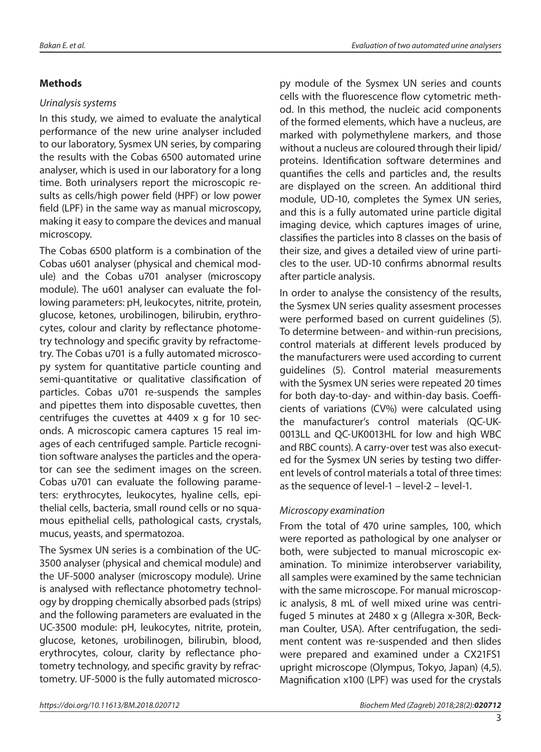## Methods

### *Urinalysis systems*

In this study, we aimed to evaluate the analytical performance of the new urine analyser included to our laboratory, Sysmex UN series, by comparing the results with the Cobas 6500 automated urine analyser, which is used in our laboratory for a long time. Both urinalysers report the microscopic results as cells/high power field (HPF) or low power field (LPF) in the same way as manual microscopy, making it easy to compare the devices and manual microscopy.

The Cobas 6500 platform is a combination of the Cobas u601 analyser (physical and chemical module) and the Cobas u701 analyser (microscopy module). The u601 analyser can evaluate the following parameters: pH, leukocytes, nitrite, protein, glucose, ketones, urobilinogen, bilirubin, erythrocytes, colour and clarity by reflectance photometry technology and specific gravity by refractometry. The Cobas u701 is a fully automated microscopy system for quantitative particle counting and semi-quantitative or qualitative classification of particles. Cobas u701 re-suspends the samples and pipettes them into disposable cuvettes, then centrifuges the cuvettes at 4409 x g for 10 seconds. A microscopic camera captures 15 real images of each centrifuged sample. Particle recognition software analyses the particles and the operator can see the sediment images on the screen. Cobas u701 can evaluate the following parameters: erythrocytes, leukocytes, hyaline cells, epithelial cells, bacteria, small round cells or no squamous epithelial cells, pathological casts, crystals, mucus, yeasts, and spermatozoa.

The Sysmex UN series is a combination of the UC-3500 analyser (physical and chemical module) and the UF-5000 analyser (microscopy module). Urine is analysed with reflectance photometry technology by dropping chemically absorbed pads (strips) and the following parameters are evaluated in the UC-3500 module: pH, leukocytes, nitrite, protein, glucose, ketones, urobilinogen, bilirubin, blood, erythrocytes, colour, clarity by reflectance photometry technology, and specific gravity by refractometry. UF-5000 is the fully automated microscopy module of the Sysmex UN series and counts cells with the fluorescence flow cytometric method. In this method, the nucleic acid components of the formed elements, which have a nucleus, are marked with polymethylene markers, and those without a nucleus are coloured through their lipid/proteins. Identification software determines and quantifies the cells and particles and, the results are displayed on the screen. An additional third module, UD-10, completes the Symex UN series, and this is a fully automated urine particle digital imaging device, which captures images of urine, classifies the particles into 8 classes on the basis of their size, and gives a detailed view of urine particles to the user. UD-10 confirms abnormal results after particle analysis.

In order to analyse the consistency of the results, the Sysmex UN series quality assesment processes were performed based on current guidelines (5). To determine between- and within-run precisions, control materials at different levels produced by the manufacturers were used according to current guidelines (5). Control material measurements with the Sysmex UN series were repeated 20 times for both day-to-day- and within-day basis. Coefficients of variations (CV%) were calculated using the manufacturer's control materials (QC-UK-0013LL and QC-UK0013HL for low and high WBC and RBC counts). A carry-over test was also executed for the Sysmex UN series by testing two different levels of control materials a total of three times: as the sequence of level-1 – level-2 – level-1.

### *Microscopy examination*

From the total of 470 urine samples, 100, which were reported as pathological by one analyser or both, were subjected to manual microscopic examination. To minimize interobserver variability, all samples were examined by the same technician with the same microscope. For manual microscopic analysis, 8 mL of well mixed urine was centrifuged 5 minutes at 2480 x g (Allegra x-30R, Beckman Coulter, USA). After centrifugation, the sediment content was re-suspended and then slides were prepared and examined under a CX21FS1 upright microscope (Olympus, Tokyo, Japan) (4,5). Magnification x100 (LPF) was used for the crystals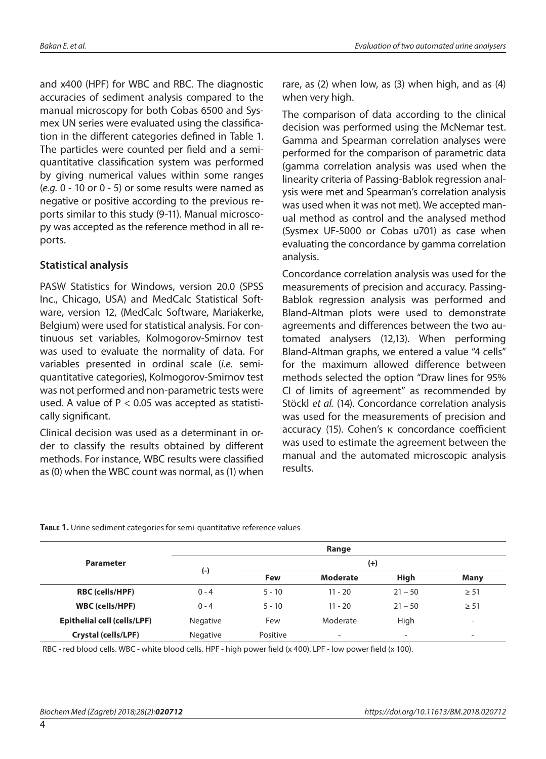and x400 (HPF) for WBC and RBC. The diagnostic accuracies of sediment analysis compared to the manual microscopy for both Cobas 6500 and Sysmex UN series were evaluated using the classification in the different categories defined in Table 1. The particles were counted per field and a semi-quantitative classification system was performed by giving numerical values within some ranges (*e.g.* 0 - 10 or 0 - 5) or some results were named as negative or positive according to the previous reports similar to this study (9-11). Manual microscopy was accepted as the reference method in all reports.

## Statistical analysis

PASW Statistics for Windows, version 20.0 (SPSS Inc., Chicago, USA) and MedCalc Statistical Software, version 12, (MedCalc Software, Mariakerke, Belgium) were used for statistical analysis. For continuous set variables, Kolmogorov-Smirnov test was used to evaluate the normality of data. For variables presented in ordinal scale (*i.e.* semi-quantitative categories), Kolmogorov-Smirnov test was not performed and non-parametric tests were used. A value of $P < 0.05$ was accepted as statistically significant.

Clinical decision was used as a determinant in order to classify the results obtained by different methods. For instance, WBC results were classified as (0) when the WBC count was normal, as (1) when rare, as (2) when low, as (3) when high, and as (4) when very high.

The comparison of data according to the clinical decision was performed using the McNemar test. Gamma and Spearman correlation analyses were performed for the comparison of parametric data (gamma correlation analysis was used when the linearity criteria of Passing-Bablok regression analysis were met and Spearman's correlation analysis was used when it was not met). We accepted manual method as control and the analysed method (Sysmex UF-5000 or Cobas u701) as case when evaluating the concordance by gamma correlation analysis.

Concordance correlation analysis was used for the measurements of precision and accuracy. Passing-Bablok regression analysis was performed and Bland-Altman plots were used to demonstrate agreements and differences between the two automated analysers (12,13). When performing Bland-Altman graphs, we entered a value "4 cells" for the maximum allowed difference between methods selected the option "Draw lines for 95% CI of limits of agreement" as recommended by Stöckl *et al.* (14). Concordance correlation analysis was used for the measurements of precision and accuracy (15). Cohen's κ concordance coefficient was used to estimate the agreement between the manual and the automated microscopic analysis results.

**TABLE 1.** Urine sediment categories for semi-quantitative reference values

| Parameter | Range | | | | |
|---|---|---|---|---|---|
| | (-) | (+) | | | |
| | | Few | Moderate | High | Many |
| **RBC (cells/HPF)** | 0 - 4 | 5 - 10 | 11 - 20 | 21 – 50 | ≥ 51 |
| **WBC (cells/HPF)** | 0 - 4 | 5 - 10 | 11 - 20 | 21 – 50 | ≥ 51 |
| **Epithelial cell (cells/LPF)** | Negative | Few | Moderate | High | - |
| **Crystal (cells/LPF)** | Negative | Positive | - | - | - |

RBC - red blood cells. WBC - white blood cells. HPF - high power field (x 400). LPF - low power field (x 100).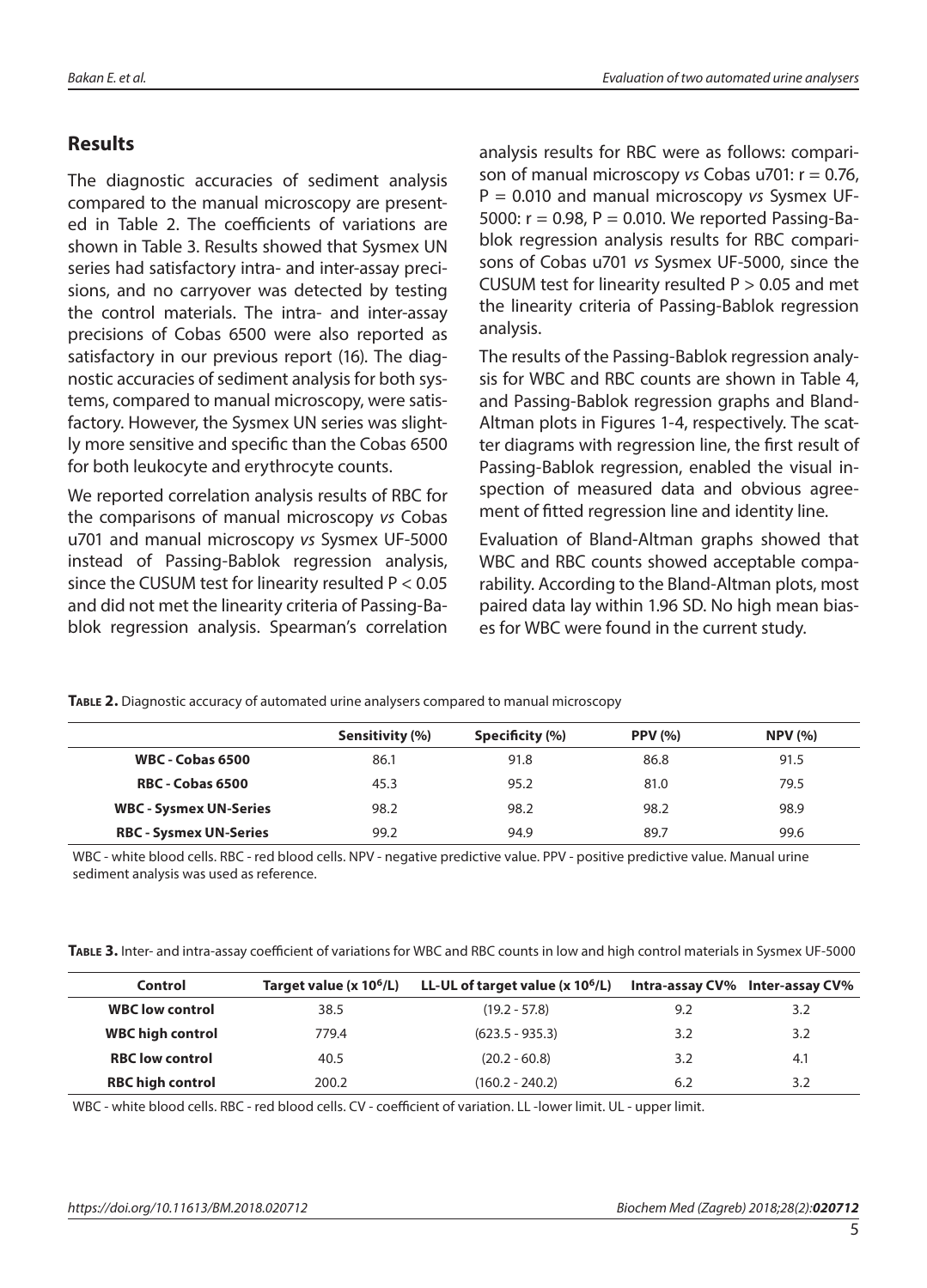## Results

The diagnostic accuracies of sediment analysis compared to the manual microscopy are presented in Table 2. The coefficients of variations are shown in Table 3. Results showed that Sysmex UN series had satisfactory intra- and inter-assay precisions, and no carryover was detected by testing the control materials. The intra- and inter-assay precisions of Cobas 6500 were also reported as satisfactory in our previous report (16). The diagnostic accuracies of sediment analysis for both systems, compared to manual microscopy, were satisfactory. However, the Sysmex UN series was slightly more sensitive and specific than the Cobas 6500 for both leukocyte and erythrocyte counts.

We reported correlation analysis results of RBC for the comparisons of manual microscopy *vs* Cobas u701 and manual microscopy *vs* Sysmex UF-5000 instead of Passing-Bablok regression analysis, since the CUSUM test for linearity resulted $P < 0.05$ and did not meet the linearity criteria of Passing-Bablok regression analysis. Spearman's correlation analysis results for RBC were as follows: comparison of manual microscopy *vs* Cobas u701: $r = 0.76$, $P = 0.010$ and manual microscopy *vs* Sysmex UF-5000: $r = 0.98$, $P = 0.010$. We reported Passing-Bablok regression analysis results for RBC comparisons of Cobas u701 *vs* Sysmex UF-5000, since the CUSUM test for linearity resulted $P > 0.05$ and met the linearity criteria of Passing-Bablok regression analysis.

The results of the Passing-Bablok regression analysis for WBC and RBC counts are shown in Table 4, and Passing-Bablok regression graphs and Bland-Altman plots in Figures 1-4, respectively. The scatter diagrams with regression line, the first result of Passing-Bablok regression, enabled the visual inspection of measured data and obvious agreement of fitted regression line and identity line.

Evaluation of Bland-Altman graphs showed that WBC and RBC counts showed acceptable comparability. According to the Bland-Altman plots, most paired data lay within 1.96 SD. No high mean biases for WBC were found in the current study.

**Table 2.** Diagnostic accuracy of automated urine analysers compared to manual microscopy

| | Sensitivity (%) | Specificity (%) | PPV (%) | NPV (%) |
|---|---|---|---|---|
| **WBC - Cobas 6500** | 86.1 | 91.8 | 86.8 | 91.5 |
| **RBC - Cobas 6500** | 45.3 | 95.2 | 81.0 | 79.5 |
| **WBC - Sysmex UN-Series** | 98.2 | 98.2 | 98.2 | 98.9 |
| **RBC - Sysmex UN-Series** | 99.2 | 94.9 | 89.7 | 99.6 |

WBC - white blood cells. RBC - red blood cells. NPV - negative predictive value. PPV - positive predictive value. Manual urine sediment analysis was used as reference.

**Table 3.** Inter- and intra-assay coefficient of variations for WBC and RBC counts in low and high control materials in Sysmex UF-5000

| Control | Target value (x $10^6$/L) | LL-UL of target value (x $10^6$/L) | Intra-assay CV% | Inter-assay CV% |
|---|---|---|---|---|
| **WBC low control** | 38.5 | (19.2 - 57.8) | 9.2 | 3.2 |
| **WBC high control** | 779.4 | (623.5 - 935.3) | 3.2 | 3.2 |
| **RBC low control** | 40.5 | (20.2 - 60.8) | 3.2 | 4.1 |
| **RBC high control** | 200.2 | (160.2 - 240.2) | 6.2 | 3.2 |

WBC - white blood cells. RBC - red blood cells. CV - coefficient of variation. LL -lower limit. UL - upper limit.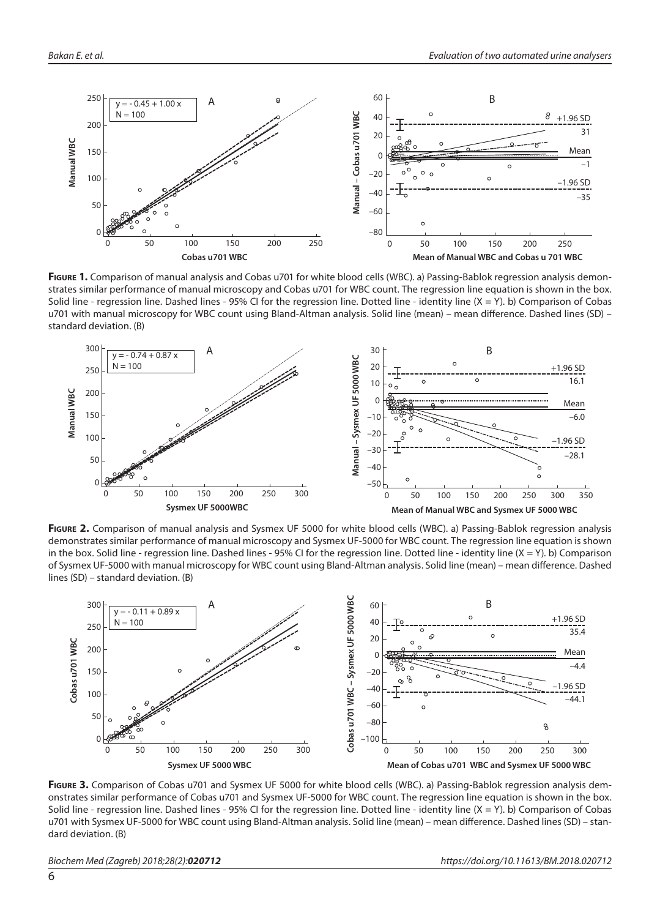**Figure 1.** Comparison of manual analysis and Cobas u701 for white blood cells (WBC). a) Passing-Bablok regression analysis demonstrates similar performance of manual microscopy and Cobas u701 for WBC count. The regression line equation is shown in the box. Solid line - regression line. Dashed lines - 95% CI for the regression line. Dotted line - identity line (X = Y). b) Comparison of Cobas u701 with manual microscopy for WBC count using Bland-Altman analysis. Solid line (mean) – mean difference. Dashed lines (SD) – standard deviation. (B)

**Figure 2.** Comparison of manual analysis and Sysmex UF 5000 for white blood cells (WBC). a) Passing-Bablok regression analysis demonstrates similar performance of manual microscopy and Sysmex UF-5000 for WBC count. The regression line equation is shown in the box. Solid line - regression line. Dashed lines - 95% CI for the regression line. Dotted line - identity line (X = Y). b) Comparison of Sysmex UF-5000 with manual microscopy for WBC count using Bland-Altman analysis. Solid line (mean) – mean difference. Dashed lines (SD) – standard deviation. (B)

**Figure 3.** Comparison of Cobas u701 and Sysmex UF 5000 for white blood cells (WBC). a) Passing-Bablok regression analysis demonstrates similar performance of Cobas u701 and Sysmex UF-5000 for WBC count. The regression line equation is shown in the box. Solid line - regression line. Dashed lines - 95% CI for the regression line. Dotted line - identity line (X = Y). b) Comparison of Cobas u701 with Sysmex UF-5000 for WBC count using Bland-Altman analysis. Solid line (mean) – mean difference. Dashed lines (SD) – standard deviation. (B)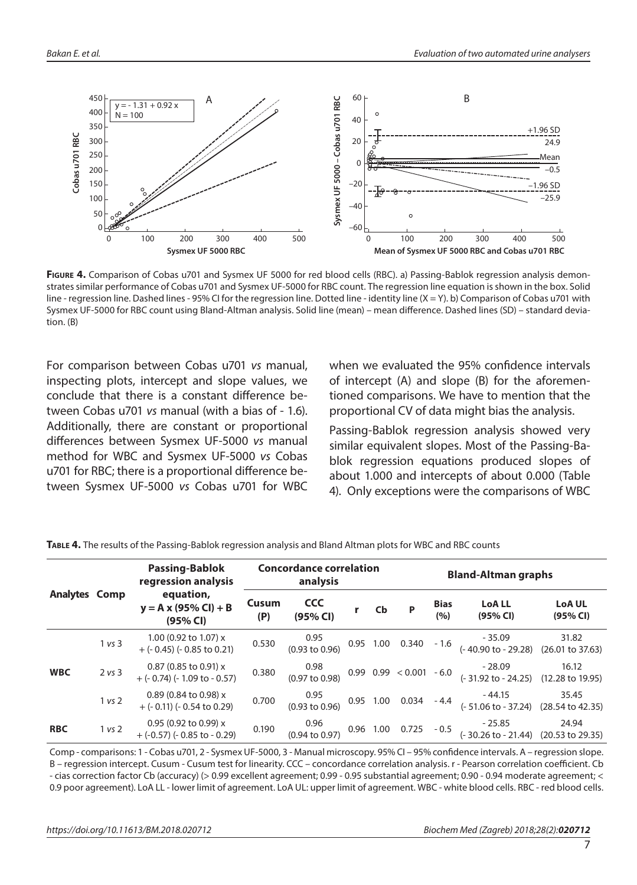**Figure 4.** Comparison of Cobas u701 and Sysmex UF 5000 for red blood cells (RBC). a) Passing-Bablok regression analysis demonstrates similar performance of Cobas u701 and Sysmex UF-5000 for RBC count. The regression line equation is shown in the box. Solid line - regression line. Dashed lines - 95% CI for the regression line. Dotted line - identity line (X = Y). b) Comparison of Cobas u701 with Sysmex UF-5000 for RBC count using Bland-Altman analysis. Solid line (mean) – mean difference. Dashed lines (SD) – standard deviation. (B)

For comparison between Cobas u701 *vs* manual, inspecting plots, intercept and slope values, we conclude that there is a constant difference between Cobas u701 *vs* manual (with a bias of - 1.6). Additionally, there are constant or proportional differences between Sysmex UF-5000 *vs* manual method for WBC and Sysmex UF-5000 *vs* Cobas u701 for RBC; there is a proportional difference between Sysmex UF-5000 *vs* Cobas u701 for WBC when we evaluated the 95% confidence intervals of intercept (A) and slope (B) for the aforementioned comparisons. We have to mention that the proportional CV of data might bias the analysis.

Passing-Bablok regression analysis showed very similar equivalent slopes. Most of the Passing-Bablok regression equations produced slopes of about 1.000 and intercepts of about 0.000 (Table 4). Only exceptions were the comparisons of WBC

**Table 4.** The results of the Passing-Bablok regression analysis and Bland Altman plots for WBC and RBC counts

| Analytes | Comp | Passing-Bablok regression analysis equation, y = A x (95% CI) + B (95% CI) | Concordance correlation analysis | | | | | Bland-Altman graphs | | |
|---|---|---|---|---|---|---|---|---|---|---|
| | | | Cusum (P) | CCC (95% CI) | r | Cb | P | Bias (%) | LoA LL (95% CI) | LoA UL (95% CI) |
| WBC | 1 *vs* 3 | 1.00 (0.92 to 1.07) x + (- 0.45) (- 0.85 to 0.21) | 0.530 | 0.95 (0.93 to 0.96) | 0.95 | 1.00 | 0.340 | - 1.6 | - 35.09 (- 40.90 to - 29.28) | 31.82 (26.01 to 37.63) |
| | 2 *vs* 3 | 0.87 (0.85 to 0.91) x + (- 0.74) (- 1.09 to - 0.57) | 0.380 | 0.98 (0.97 to 0.98) | 0.99 | 0.99 | < 0.001 | - 6.0 | - 28.09 (- 31.92 to - 24.25) | 16.12 (12.28 to 19.95) |
| | 1 *vs* 2 | 0.89 (0.84 to 0.98) x + (- 0.11) (- 0.54 to 0.29) | 0.700 | 0.95 (0.93 to 0.96) | 0.95 | 1.00 | 0.034 | - 4.4 | - 44.15 (- 51.06 to - 37.24) | 35.45 (28.54 to 42.35) |
| RBC | 1 *vs* 2 | 0.95 (0.92 to 0.99) x + (-0.57) (- 0.85 to - 0.29) | 0.190 | 0.96 (0.94 to 0.97) | 0.96 | 1.00 | 0.725 | - 0.5 | - 25.85 (- 30.26 to - 21.44) | 24.94 (20.53 to 29.35) |

Comp - comparisons: 1 - Cobas u701, 2 - Sysmex UF-5000, 3 - Manual microscopy. 95% CI – 95% confidence intervals. A – regression slope. B – regression intercept. Cusum - Cusum test for linearity. CCC – concordance correlation analysis. r - Pearson correlation coefficient. Cb - cias correction factor Cb (accuracy) (> 0.99 excellent agreement; 0.99 - 0.95 substantial agreement; 0.90 - 0.94 moderate agreement; < 0.9 poor agreement). LoA LL - lower limit of agreement. LoA UL: upper limit of agreement. WBC - white blood cells. RBC - red blood cells.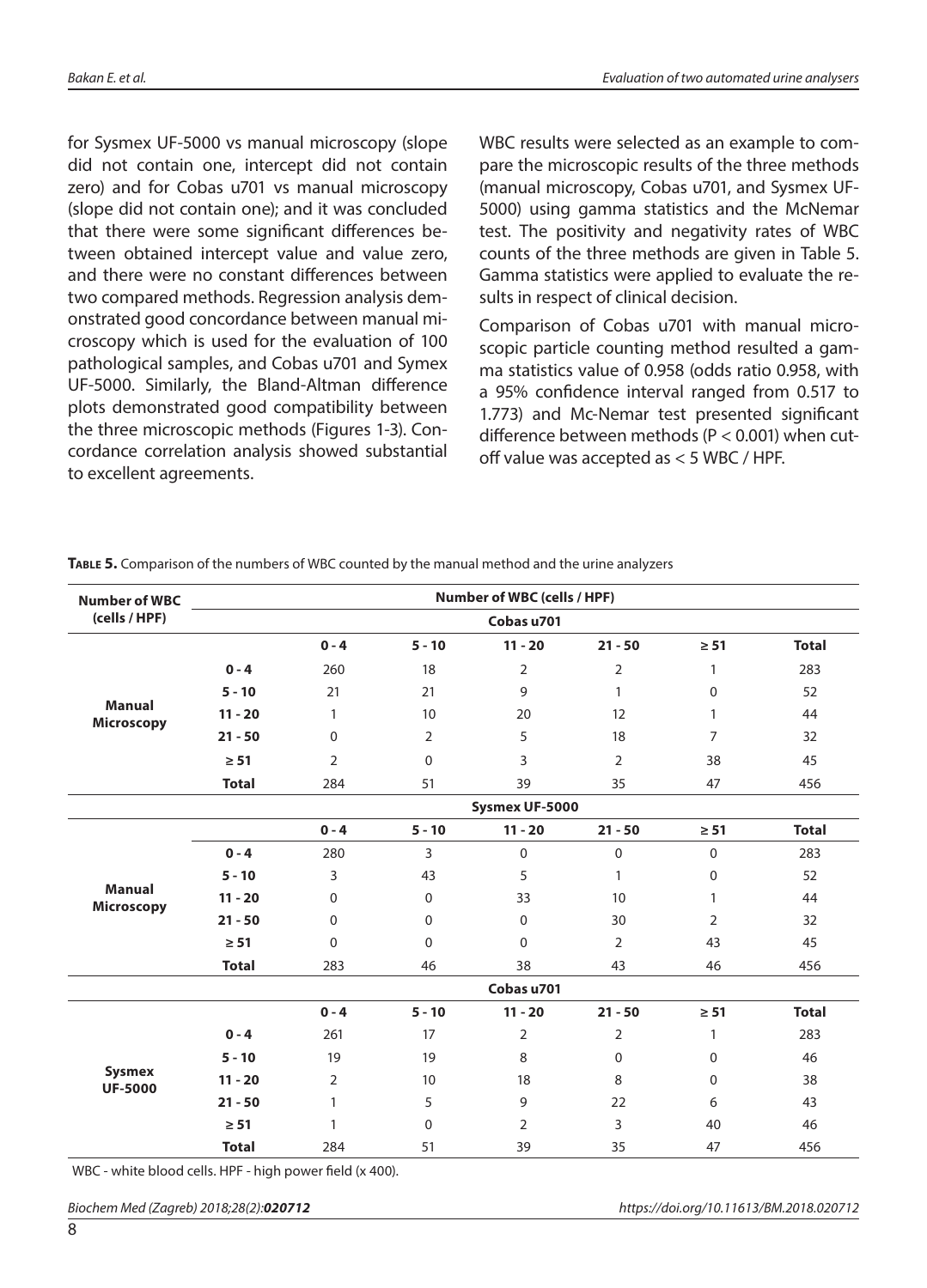for Sysmex UF-5000 vs manual microscopy (slope did not contain one, intercept did not contain zero) and for Cobas u701 vs manual microscopy (slope did not contain one); and it was concluded that there were some significant differences between obtained intercept value and value zero, and there were no constant differences between two compared methods. Regression analysis demonstrated good concordance between manual microscopy which is used for the evaluation of 100 pathological samples, and Cobas u701 and Symex UF-5000. Similarly, the Bland-Altman difference plots demonstrated good compatibility between the three microscopic methods (Figures 1-3). Concordance correlation analysis showed substantial to excellent agreements.

WBC results were selected as an example to compare the microscopic results of the three methods (manual microscopy, Cobas u701, and Sysmex UF-5000) using gamma statistics and the McNemar test. The positivity and negativity rates of WBC counts of the three methods are given in Table 5. Gamma statistics were applied to evaluate the results in respect of clinical decision.

Comparison of Cobas u701 with manual microscopic particle counting method resulted a gamma statistics value of 0.958 (odds ratio 0.958, with a 95% confidence interval ranged from 0.517 to 1.773) and Mc-Nemar test presented significant difference between methods ($P < 0.001$) when cut-off value was accepted as < 5 WBC / HPF.

**Table 5.** Comparison of the numbers of WBC counted by the manual method and the urine analyzers

| Number of WBC (cells / HPF) | | Number of WBC (cells / HPF) | | | | | |
|---|---|---|---|---|---|---|---|
| | | Cobas u701 | | | | | |
| | | **0 - 4** | **5 - 10** | **11 - 20** | **21 - 50** | **≥ 51** | **Total** |
| **Manual Microscopy** | **0 - 4** | 260 | 18 | 2 | 2 | 1 | 283 |
| | **5 - 10** | 21 | 21 | 9 | 1 | 0 | 52 |
| | **11 - 20** | 1 | 10 | 20 | 12 | 1 | 44 |
| | **21 - 50** | 0 | 2 | 5 | 18 | 7 | 32 |
| | **≥ 51** | 2 | 0 | 3 | 2 | 38 | 45 |
| | **Total** | 284 | 51 | 39 | 35 | 47 | 456 |
| | | Sysmex UF-5000 | | | | | |
| | | **0 - 4** | **5 - 10** | **11 - 20** | **21 - 50** | **≥ 51** | **Total** |
| **Manual Microscopy** | **0 - 4** | 280 | 3 | 0 | 0 | 0 | 283 |
| | **5 - 10** | 3 | 43 | 5 | 1 | 0 | 52 |
| | **11 - 20** | 0 | 0 | 33 | 10 | 1 | 44 |
| | **21 - 50** | 0 | 0 | 0 | 30 | 2 | 32 |
| | **≥ 51** | 0 | 0 | 0 | 2 | 43 | 45 |
| | **Total** | 283 | 46 | 38 | 43 | 46 | 456 |
| | | Cobas u701 | | | | | |
| | | **0 - 4** | **5 - 10** | **11 - 20** | **21 - 50** | **≥ 51** | **Total** |
| **Sysmex UF-5000** | **0 - 4** | 261 | 17 | 2 | 2 | 1 | 283 |
| | **5 - 10** | 19 | 19 | 8 | 0 | 0 | 46 |
| | **11 - 20** | 2 | 10 | 18 | 8 | 0 | 38 |
| | **21 - 50** | 1 | 5 | 9 | 22 | 6 | 43 |
| | **≥ 51** | 1 | 0 | 2 | 3 | 40 | 46 |
| | **Total** | 284 | 51 | 39 | 35 | 47 | 456 |

WBC - white blood cells. HPF - high power field (x 400).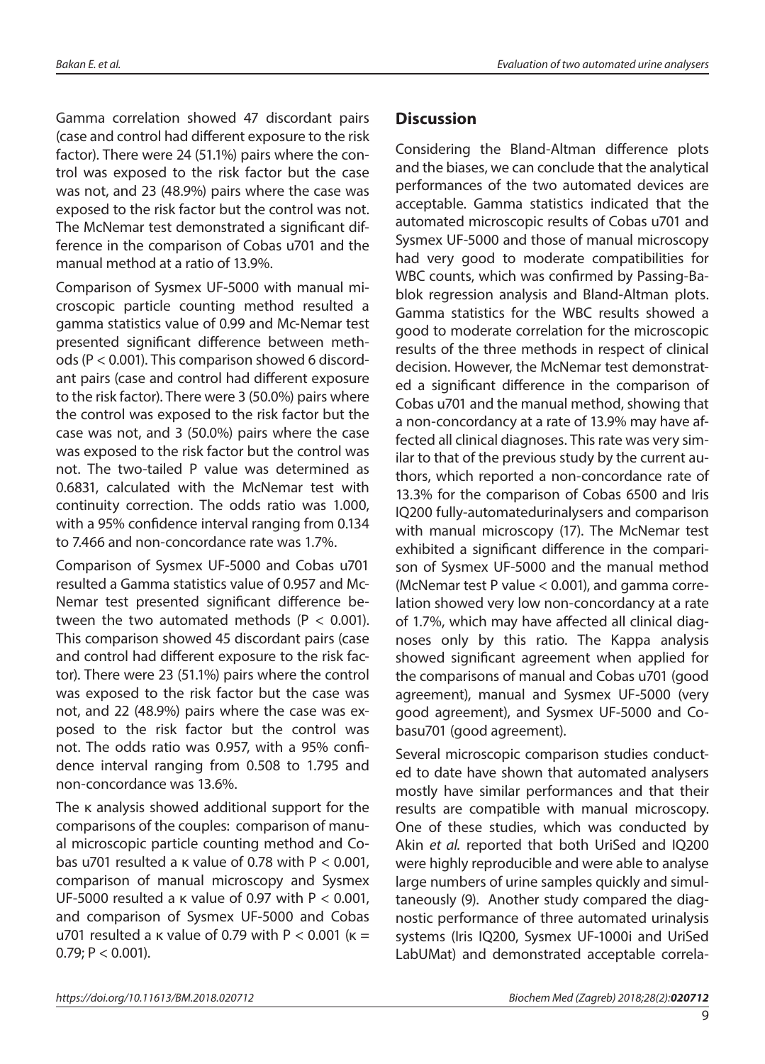Gamma correlation showed 47 discordant pairs (case and control had different exposure to the risk factor). There were 24 (51.1%) pairs where the control was exposed to the risk factor but the case was not, and 23 (48.9%) pairs where the case was exposed to the risk factor but the control was not. The McNemar test demonstrated a significant difference in the comparison of Cobas u701 and the manual method at a ratio of 13.9%.

Comparison of Sysmex UF-5000 with manual microscopic particle counting method resulted a gamma statistics value of 0.99 and Mc-Nemar test presented significant difference between methods ($P < 0.001$). This comparison showed 6 discordant pairs (case and control had different exposure to the risk factor). There were 3 (50.0%) pairs where the control was exposed to the risk factor but the case was not, and 3 (50.0%) pairs where the case was exposed to the risk factor but the control was not. The two-tailed P value was determined as 0.6831, calculated with the McNemar test with continuity correction. The odds ratio was 1.000, with a 95% confidence interval ranging from 0.134 to 7.466 and non-concordance rate was 1.7%.

Comparison of Sysmex UF-5000 and Cobas u701 resulted a Gamma statistics value of 0.957 and Mc-Nemar test presented significant difference between the two automated methods ($P < 0.001$). This comparison showed 45 discordant pairs (case and control had different exposure to the risk factor). There were 23 (51.1%) pairs where the control was exposed to the risk factor but the case was not, and 22 (48.9%) pairs where the case was exposed to the risk factor but the control was not. The odds ratio was 0.957, with a 95% confidence interval ranging from 0.508 to 1.795 and non-concordance was 13.6%.

The $\kappa$ analysis showed additional support for the comparisons of the couples: comparison of manual microscopic particle counting method and Cobas u701 resulted a $\kappa$ value of 0.78 with $P < 0.001$, comparison of manual microscopy and Sysmex UF-5000 resulted a $\kappa$ value of 0.97 with $P < 0.001$, and comparison of Sysmex UF-5000 and Cobas u701 resulted a $\kappa$ value of 0.79 with $P < 0.001$ ($\kappa = 0.79$; $P < 0.001$).

## Discussion

Considering the Bland-Altman difference plots and the biases, we can conclude that the analytical performances of the two automated devices are acceptable. Gamma statistics indicated that the automated microscopic results of Cobas u701 and Sysmex UF-5000 and those of manual microscopy had very good to moderate compatibilities for WBC counts, which was confirmed by Passing-Bablok regression analysis and Bland-Altman plots. Gamma statistics for the WBC results showed a good to moderate correlation for the microscopic results of the three methods in respect of clinical decision. However, the McNemar test demonstrated a significant difference in the comparison of Cobas u701 and the manual method, showing that a non-concordancy at a rate of 13.9% may have affected all clinical diagnoses. This rate was very similar to that of the previous study by the current authors, which reported a non-concordance rate of 13.3% for the comparison of Cobas 6500 and Iris IQ200 fully-automatedurinalysers and comparison with manual microscopy (17). The McNemar test exhibited a significant difference in the comparison of Sysmex UF-5000 and the manual method (McNemar test P value < 0.001), and gamma correlation showed very low non-concordancy at a rate of 1.7%, which may have affected all clinical diagnoses only by this ratio. The Kappa analysis showed significant agreement when applied for the comparisons of manual and Cobas u701 (good agreement), manual and Sysmex UF-5000 (very good agreement), and Sysmex UF-5000 and Cobasu701 (good agreement).

Several microscopic comparison studies conducted to date have shown that automated analysers mostly have similar performances and that their results are compatible with manual microscopy. One of these studies, which was conducted by Akin *et al.* reported that both UriSed and IQ200 were highly reproducible and were able to analyse large numbers of urine samples quickly and simultaneously (9). Another study compared the diagnostic performance of three automated urinalysis systems (Iris IQ200, Sysmex UF-1000i and UriSed LabUMat) and demonstrated acceptable correla-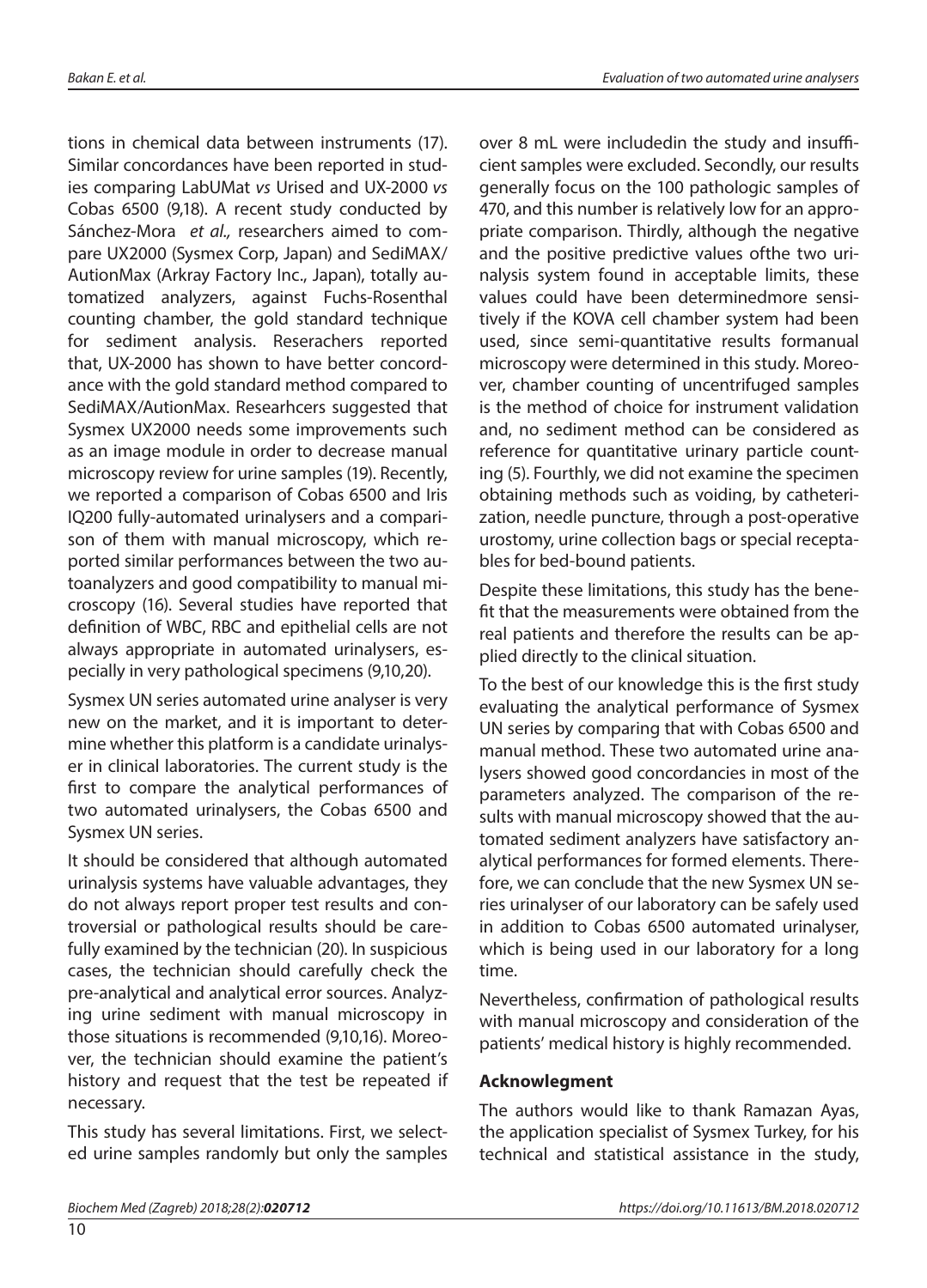tions in chemical data between instruments (17). Similar concordances have been reported in studies comparing LabUMat *vs* Urised and UX-2000 *vs* Cobas 6500 (9,18). A recent study conducted by Sánchez-Mora *et al.,* researchers aimed to compare UX2000 (Sysmex Corp, Japan) and SediMAX/AutionMax (Arkray Factory Inc., Japan), totally automatized analyzers, against Fuchs-Rosenthal counting chamber, the gold standard technique for sediment analysis. Reserachers reported that, UX-2000 has shown to have better concordance with the gold standard method compared to SediMAX/AutionMax. Researhcers suggested that Sysmex UX2000 needs some improvements such as an image module in order to decrease manual microscopy review for urine samples (19). Recently, we reported a comparison of Cobas 6500 and Iris IQ200 fully-automated urinalysers and a comparison of them with manual microscopy, which reported similar performances between the two autoanalyzers and good compatibility to manual microscopy (16). Several studies have reported that definition of WBC, RBC and epithelial cells are not always appropriate in automated urinalysers, especially in very pathological specimens (9,10,20).

Sysmex UN series automated urine analyser is very new on the market, and it is important to determine whether this platform is a candidate urinalyser in clinical laboratories. The current study is the first to compare the analytical performances of two automated urinalysers, the Cobas 6500 and Sysmex UN series.

It should be considered that although automated urinalysis systems have valuable advantages, they do not always report proper test results and controversial or pathological results should be carefully examined by the technician (20). In suspicious cases, the technician should carefully check the pre-analytical and analytical error sources. Analyzing urine sediment with manual microscopy in those situations is recommended (9,10,16). Moreover, the technician should examine the patient's history and request that the test be repeated if necessary.

This study has several limitations. First, we selected urine samples randomly but only the samples over 8 mL were includedin the study and insufficient samples were excluded. Secondly, our results generally focus on the 100 pathologic samples of 470, and this number is relatively low for an appropriate comparison. Thirdly, although the negative and the positive predictive values ofthe two urinalysis system found in acceptable limits, these values could have been determinedmore sensitively if the KOVA cell chamber system had been used, since semi-quantitative results formanual microscopy were determined in this study. Moreover, chamber counting of uncentrifuged samples is the method of choice for instrument validation and, no sediment method can be considered as reference for quantitative urinary particle counting (5). Fourthly, we did not examine the specimen obtaining methods such as voiding, by catheterization, needle puncture, through a post-operative urostomy, urine collection bags or special receptables for bed-bound patients.

Despite these limitations, this study has the benefit that the measurements were obtained from the real patients and therefore the results can be applied directly to the clinical situation.

To the best of our knowledge this is the first study evaluating the analytical performance of Sysmex UN series by comparing that with Cobas 6500 and manual method. These two automated urine analysers showed good concordancies in most of the parameters analyzed. The comparison of the results with manual microscopy showed that the automated sediment analyzers have satisfactory analytical performances for formed elements. Therefore, we can conclude that the new Sysmex UN series urinalyser of our laboratory can be safely used in addition to Cobas 6500 automated urinalyser, which is being used in our laboratory for a long time.

Nevertheless, confirmation of pathological results with manual microscopy and consideration of the patients' medical history is highly recommended.

## Acknowlegment

The authors would like to thank Ramazan Ayas, the application specialist of Sysmex Turkey, for his technical and statistical assistance in the study,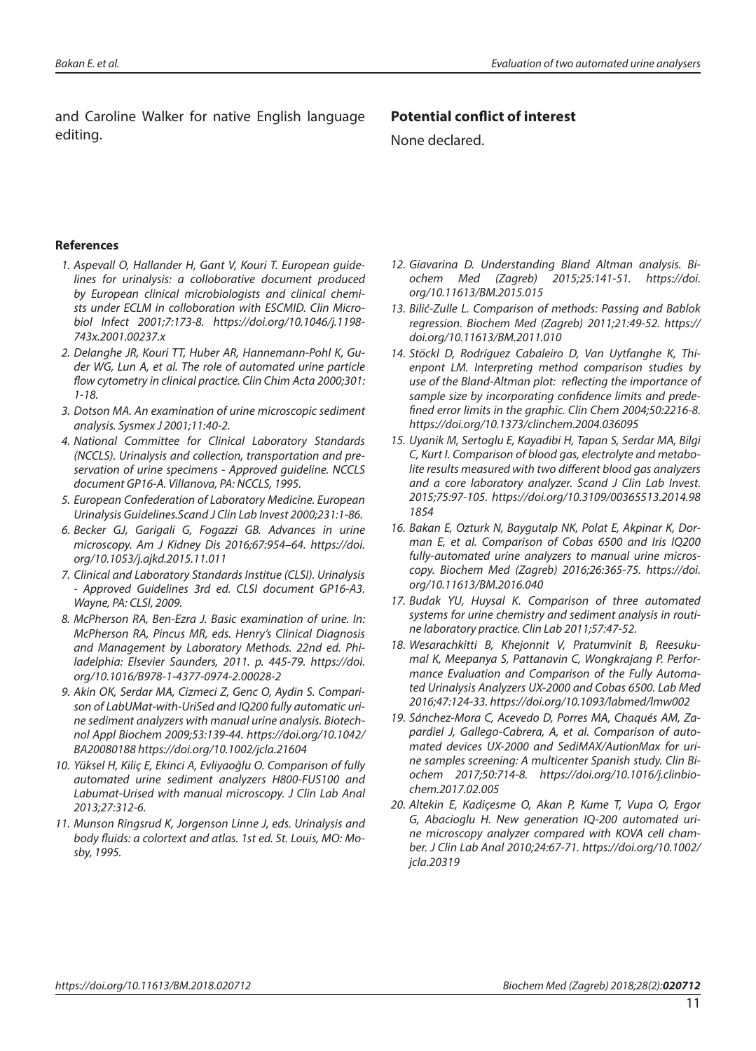and Caroline Walker for native English language editing.

## Potential conflict of interest

None declared.

## References

1. Aspevall O, Hallander H, Gant V, Kouri T. European guidelines for urinalysis: a colloborative document produced by European clinical microbiologists and clinical chemists under ECLM in colloboration with ESCMID. Clin Microbiol Infect 2001;7:173-8. https://doi.org/10.1046/j.1198-743x.2001.00237.x
2. Delanghe JR, Kouri TT, Huber AR, Hannemann-Pohl K, Guder WG, Lun A, et al. The role of automated urine particle flow cytometry in clinical practice. Clin Chim Acta 2000;301:1-18.
3. Dotson MA. An examination of urine microscopic sediment analysis. Sysmex J 2001;11:40-2.
4. National Committee for Clinical Laboratory Standards (NCCLS). Urinalysis and collection, transportation and preservation of urine specimens - Approved guideline. NCCLS document GP16-A. Villanova, PA: NCCLS, 1995.
5. European Confederation of Laboratory Medicine. European Urinalysis Guidelines.Scand J Clin Lab Invest 2000;231:1-86.
6. Becker GJ, Garigali G, Fogazzi GB. Advances in urine microscopy. Am J Kidney Dis 2016;67:954–64. https://doi.org/10.1053/j.ajkd.2015.11.011
7. Clinical and Laboratory Standards Institue (CLSI). Urinalysis - Approved Guidelines 3rd ed. CLSI document GP16-A3. Wayne, PA: CLSI, 2009.
8. McPherson RA, Ben-Ezra J. Basic examination of urine. In: McPherson RA, Pincus MR, eds. Henry's Clinical Diagnosis and Management by Laboratory Methods. 22nd ed. Philadelphia: Elsevier Saunders, 2011. p. 445-79. https://doi.org/10.1016/B978-1-4377-0974-2.00028-2
9. Akin OK, Serdar MA, Cizmeci Z, Genc O, Aydin S. Comparison of LabUMat-with-UriSed and IQ200 fully automatic urine sediment analyzers with manual urine analysis. Biotechnol Appl Biochem 2009;53:139-44. https://doi.org/10.1042/BA20080188 https://doi.org/10.1002/jcla.21604
10. Yüksel H, Kiliç E, Ekinci A, Evliyaoğlu O. Comparison of fully automated urine sediment analyzers H800-FUS100 and Labumat-Urised with manual microscopy. J Clin Lab Anal 2013;27:312-6.
11. Munson Ringsrud K, Jorgenson Linne J, eds. Urinalysis and body fluids: a colortext and atlas. 1st ed. St. Louis, MO: Mosby, 1995.
12. Giavarina D. Understanding Bland Altman analysis. Biochem Med (Zagreb) 2015;25:141-51. https://doi.org/10.11613/BM.2015.015
13. Bilić-Zulle L. Comparison of methods: Passing and Bablok regression. Biochem Med (Zagreb) 2011;21:49-52. https://doi.org/10.11613/BM.2011.010
14. Stöckl D, Rodríguez Cabaleiro D, Van Uytfanghe K, Thienpont LM. Interpreting method comparison studies by use of the Bland-Altman plot: reflecting the importance of sample size by incorporating confidence limits and predefined error limits in the graphic. Clin Chem 2004;50:2216-8. https://doi.org/10.1373/clinchem.2004.036095
15. Uyanik M, Sertoglu E, Kayadibi H, Tapan S, Serdar MA, Bilgi C, Kurt I. Comparison of blood gas, electrolyte and metabolite results measured with two different blood gas analyzers and a core laboratory analyzer. Scand J Clin Lab Invest. 2015;75:97-105. https://doi.org/10.3109/00365513.2014.981854
16. Bakan E, Ozturk N, Baygutalp NK, Polat E, Akpinar K, Dorman E, et al. Comparison of Cobas 6500 and Iris IQ200 fully-automated urine analyzers to manual urine microscopy. Biochem Med (Zagreb) 2016;26:365-75. https://doi.org/10.11613/BM.2016.040
17. Budak YU, Huysal K. Comparison of three automated systems for urine chemistry and sediment analysis in routine laboratory practice. Clin Lab 2011;57:47-52.
18. Wesarachkitti B, Khejonnit V, Pratumvinit B, Reesukumal K, Meepanya S, Pattanavin C, Wongkrajang P. Performance Evaluation and Comparison of the Fully Automated Urinalysis Analyzers UX-2000 and Cobas 6500. Lab Med 2016;47:124-33. https://doi.org/10.1093/labmed/lmw002
19. Sánchez-Mora C, Acevedo D, Porres MA, Chaqués AM, Zapardiel J, Gallego-Cabrera, A, et al. Comparison of automated devices UX-2000 and SediMAX/AutionMax for urine samples screening: A multicenter Spanish study. Clin Biochem 2017;50:714-8. https://doi.org/10.1016/j.clinbiochem.2017.02.005
20. Altekin E, Kadiçesme O, Akan P, Kume T, Vupa O, Ergor G, Abacioglu H. New generation IQ-200 automated urine microscopy analyzer compared with KOVA cell chamber. J Clin Lab Anal 2010;24:67-71. https://doi.org/10.1002/jcla.20319